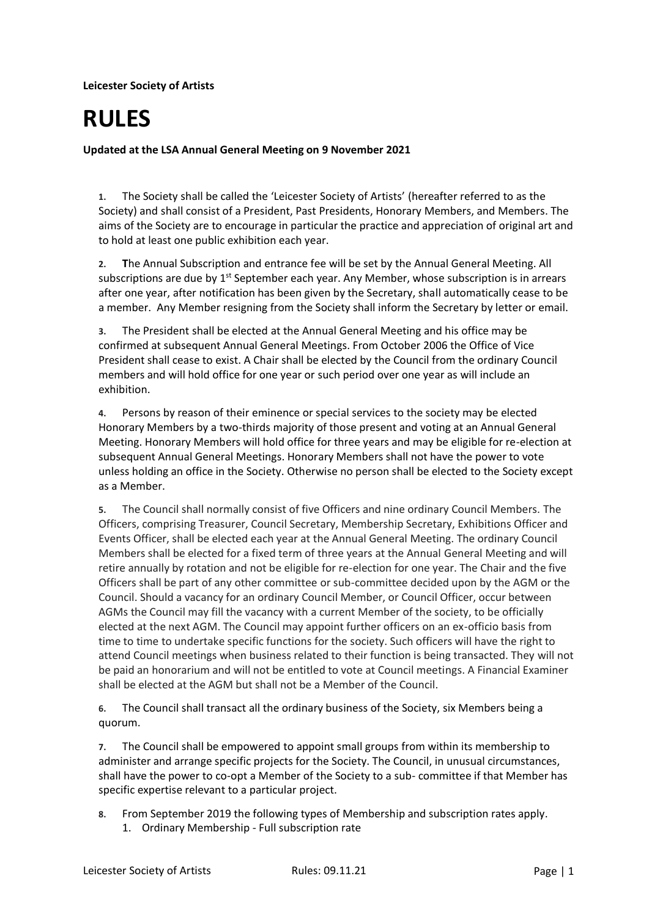**Leicester Society of Artists**

# RULES

**Updated at the LSA Annual General Meeting on 9 November 2021**

**1.** The Society shall be called the 'Leicester Society of Artists' (hereafter referred to as the Society) and shall consist of a President, Past Presidents, Honorary Members, and Members. The aims of the Society are to encourage in particular the practice and appreciation of original art and to hold at least one public exhibition each year.

**2.** **T**he Annual Subscription and entrance fee will be set by the Annual General Meeting. All subscriptions are due by 1st September each year. Any Member, whose subscription is in arrears after one year, after notification has been given by the Secretary, shall automatically cease to be a member. Any Member resigning from the Society shall inform the Secretary by letter or email.

**3.** The President shall be elected at the Annual General Meeting and his office may be confirmed at subsequent Annual General Meetings. From October 2006 the Office of Vice President shall cease to exist. A Chair shall be elected by the Council from the ordinary Council members and will hold office for one year or such period over one year as will include an exhibition.

**4.** Persons by reason of their eminence or special services to the society may be elected Honorary Members by a two-thirds majority of those present and voting at an Annual General Meeting. Honorary Members will hold office for three years and may be eligible for re-election at subsequent Annual General Meetings. Honorary Members shall not have the power to vote unless holding an office in the Society. Otherwise no person shall be elected to the Society except as a Member.

**5.** The Council shall normally consist of five Officers and nine ordinary Council Members. The Officers, comprising Treasurer, Council Secretary, Membership Secretary, Exhibitions Officer and Events Officer, shall be elected each year at the Annual General Meeting. The ordinary Council Members shall be elected for a fixed term of three years at the Annual General Meeting and will retire annually by rotation and not be eligible for re-election for one year. The Chair and the five Officers shall be part of any other committee or sub-committee decided upon by the AGM or the Council. Should a vacancy for an ordinary Council Member, or Council Officer, occur between AGMs the Council may fill the vacancy with a current Member of the society, to be officially elected at the next AGM. The Council may appoint further officers on an ex-officio basis from time to time to undertake specific functions for the society. Such officers will have the right to attend Council meetings when business related to their function is being transacted. They will not be paid an honorarium and will not be entitled to vote at Council meetings. A Financial Examiner shall be elected at the AGM but shall not be a Member of the Council.

**6.** The Council shall transact all the ordinary business of the Society, six Members being a quorum.

**7.** The Council shall be empowered to appoint small groups from within its membership to administer and arrange specific projects for the Society. The Council, in unusual circumstances, shall have the power to co-opt a Member of the Society to a sub- committee if that Member has specific expertise relevant to a particular project.

**8.** From September 2019 the following types of Membership and subscription rates apply.

1. Ordinary Membership - Full subscription rate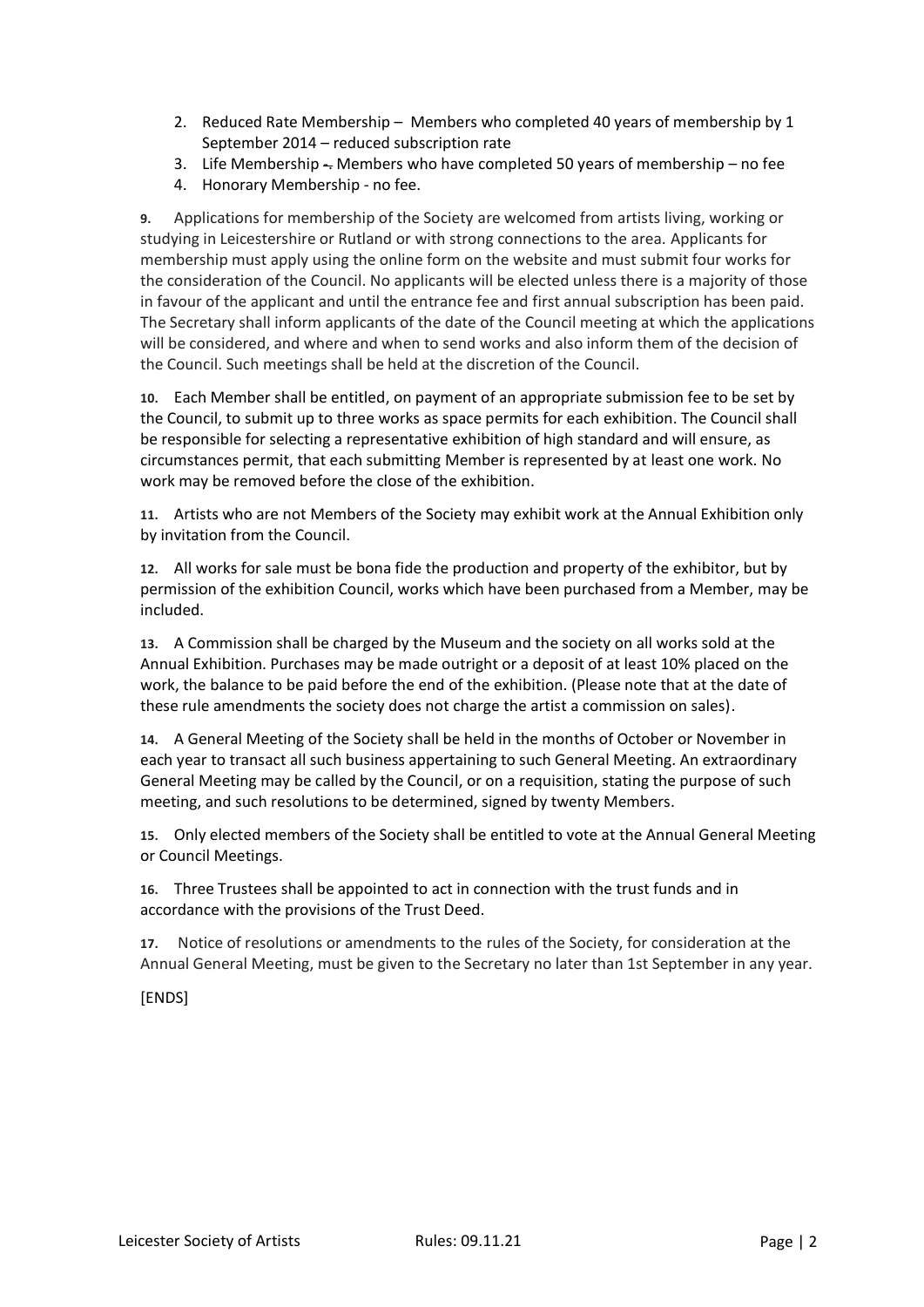2. Reduced Rate Membership – Members who completed 40 years of membership by 1 September 2014 – reduced subscription rate
3. Life Membership -. Members who have completed 50 years of membership – no fee
4. Honorary Membership - no fee.

**9.** Applications for membership of the Society are welcomed from artists living, working or studying in Leicestershire or Rutland or with strong connections to the area. Applicants for membership must apply using the online form on the website and must submit four works for the consideration of the Council. No applicants will be elected unless there is a majority of those in favour of the applicant and until the entrance fee and first annual subscription has been paid. The Secretary shall inform applicants of the date of the Council meeting at which the applications will be considered, and where and when to send works and also inform them of the decision of the Council. Such meetings shall be held at the discretion of the Council.

**10.** Each Member shall be entitled, on payment of an appropriate submission fee to be set by the Council, to submit up to three works as space permits for each exhibition. The Council shall be responsible for selecting a representative exhibition of high standard and will ensure, as circumstances permit, that each submitting Member is represented by at least one work. No work may be removed before the close of the exhibition.

**11.** Artists who are not Members of the Society may exhibit work at the Annual Exhibition only by invitation from the Council.

**12.** All works for sale must be bona fide the production and property of the exhibitor, but by permission of the exhibition Council, works which have been purchased from a Member, may be included.

**13.** A Commission shall be charged by the Museum and the society on all works sold at the Annual Exhibition. Purchases may be made outright or a deposit of at least 10% placed on the work, the balance to be paid before the end of the exhibition. (Please note that at the date of these rule amendments the society does not charge the artist a commission on sales).

**14.** A General Meeting of the Society shall be held in the months of October or November in each year to transact all such business appertaining to such General Meeting. An extraordinary General Meeting may be called by the Council, or on a requisition, stating the purpose of such meeting, and such resolutions to be determined, signed by twenty Members.

**15.** Only elected members of the Society shall be entitled to vote at the Annual General Meeting or Council Meetings.

**16.** Three Trustees shall be appointed to act in connection with the trust funds and in accordance with the provisions of the Trust Deed.

**17.** Notice of resolutions or amendments to the rules of the Society, for consideration at the Annual General Meeting, must be given to the Secretary no later than 1st September in any year.

[ENDS]